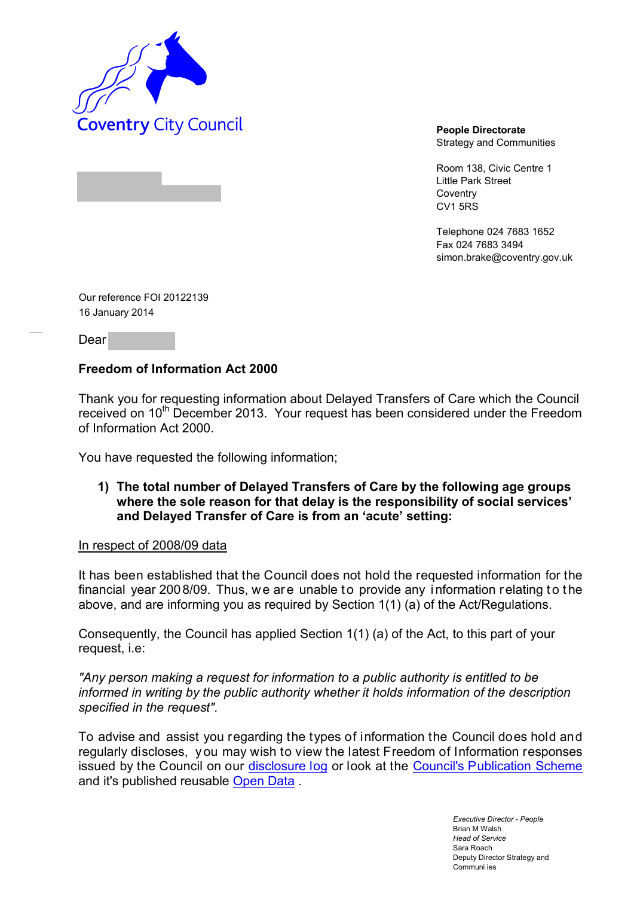Coventry City Council

**People Directorate**
Strategy and Communities

Room 138, Civic Centre 1
Little Park Street
Coventry
CV1 5RS

Telephone 024 7683 1652
Fax 024 7683 3494
simon.brake@coventry.gov.uk

Our reference FOI 20122139
16 January 2014

Dear

**Freedom of Information Act 2000**

Thank you for requesting information about Delayed Transfers of Care which the Council received on 10th December 2013. Your request has been considered under the Freedom of Information Act 2000.

You have requested the following information;

1) **The total number of Delayed Transfers of Care by the following age groups where the sole reason for that delay is the responsibility of social services' and Delayed Transfer of Care is from an 'acute' setting:**

In respect of 2008/09 data

It has been established that the Council does not hold the requested information for the financial year 2008/09. Thus, we are unable to provide any information relating to the above, and are informing you as required by Section 1(1) (a) of the Act/Regulations.

Consequently, the Council has applied Section 1(1) (a) of the Act, to this part of your request, i.e:

*"Any person making a request for information to a public authority is entitled to be informed in writing by the public authority whether it holds information of the description specified in the request".*

To advise and assist you regarding the types of information the Council does hold and regularly discloses, you may wish to view the latest Freedom of Information responses issued by the Council on our disclosure log or look at the Council's Publication Scheme and it's published reusable Open Data .

*Executive Director - People*
Brian M Walsh
*Head of Service*
Sara Roach
Deputy Director Strategy and Communi ies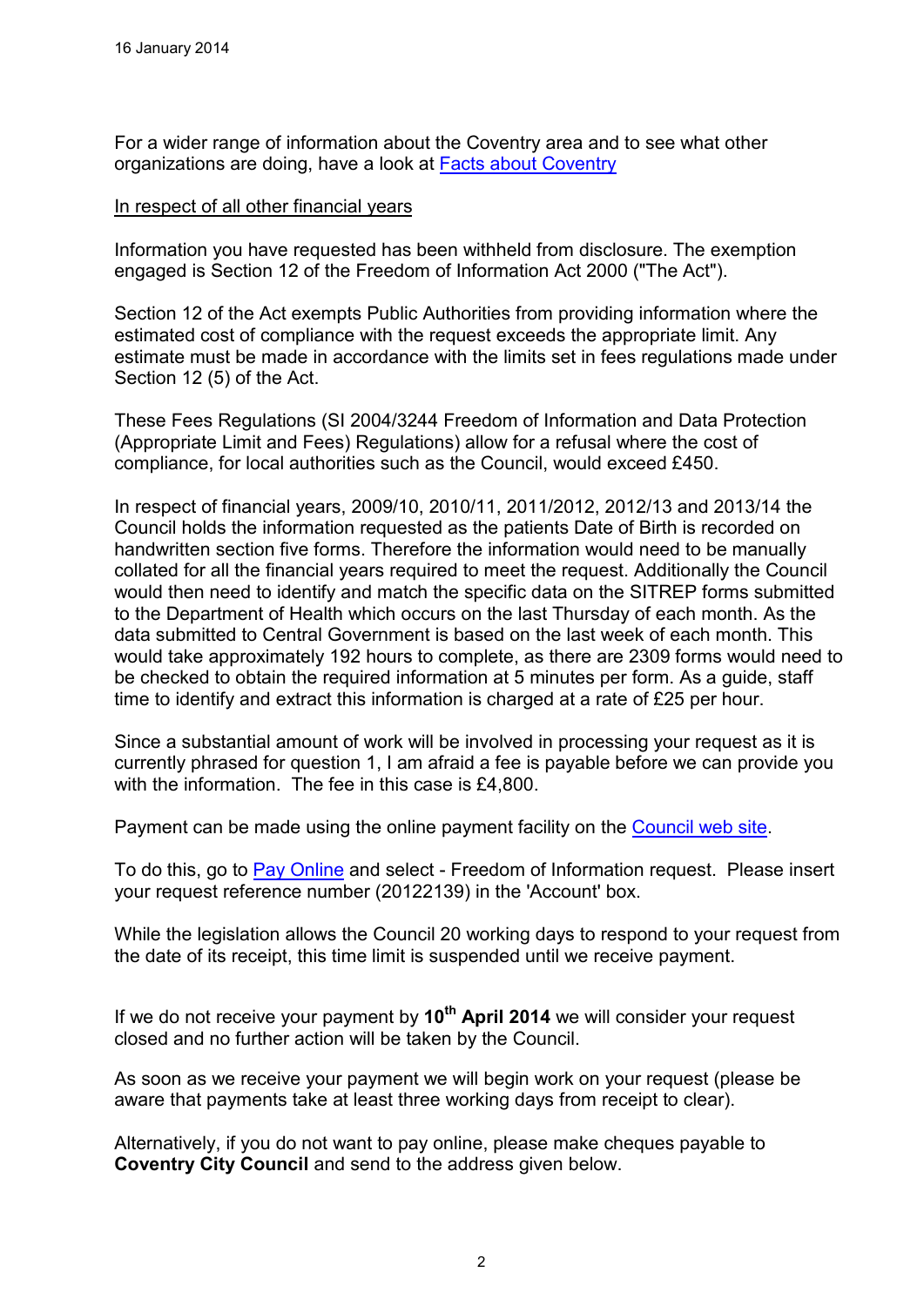16 January 2014

For a wider range of information about the Coventry area and to see what other organizations are doing, have a look at [Facts about Coventry]

In respect of all other financial years

Information you have requested has been withheld from disclosure. The exemption engaged is Section 12 of the Freedom of Information Act 2000 ("The Act").

Section 12 of the Act exempts Public Authorities from providing information where the estimated cost of compliance with the request exceeds the appropriate limit. Any estimate must be made in accordance with the limits set in fees regulations made under Section 12 (5) of the Act.

These Fees Regulations (SI 2004/3244 Freedom of Information and Data Protection (Appropriate Limit and Fees) Regulations) allow for a refusal where the cost of compliance, for local authorities such as the Council, would exceed £450.

In respect of financial years, 2009/10, 2010/11, 2011/2012, 2012/13 and 2013/14 the Council holds the information requested as the patients Date of Birth is recorded on handwritten section five forms. Therefore the information would need to be manually collated for all the financial years required to meet the request. Additionally the Council would then need to identify and match the specific data on the SITREP forms submitted to the Department of Health which occurs on the last Thursday of each month. As the data submitted to Central Government is based on the last week of each month. This would take approximately 192 hours to complete, as there are 2309 forms would need to be checked to obtain the required information at 5 minutes per form. As a guide, staff time to identify and extract this information is charged at a rate of £25 per hour.

Since a substantial amount of work will be involved in processing your request as it is currently phrased for question 1, I am afraid a fee is payable before we can provide you with the information. The fee in this case is £4,800.

Payment can be made using the online payment facility on the [Council web site].

To do this, go to [Pay Online] and select - Freedom of Information request. Please insert your request reference number (20122139) in the 'Account' box.

While the legislation allows the Council 20 working days to respond to your request from the date of its receipt, this time limit is suspended until we receive payment.

If we do not receive your payment by **10th April 2014** we will consider your request closed and no further action will be taken by the Council.

As soon as we receive your payment we will begin work on your request (please be aware that payments take at least three working days from receipt to clear).

Alternatively, if you do not want to pay online, please make cheques payable to **Coventry City Council** and send to the address given below.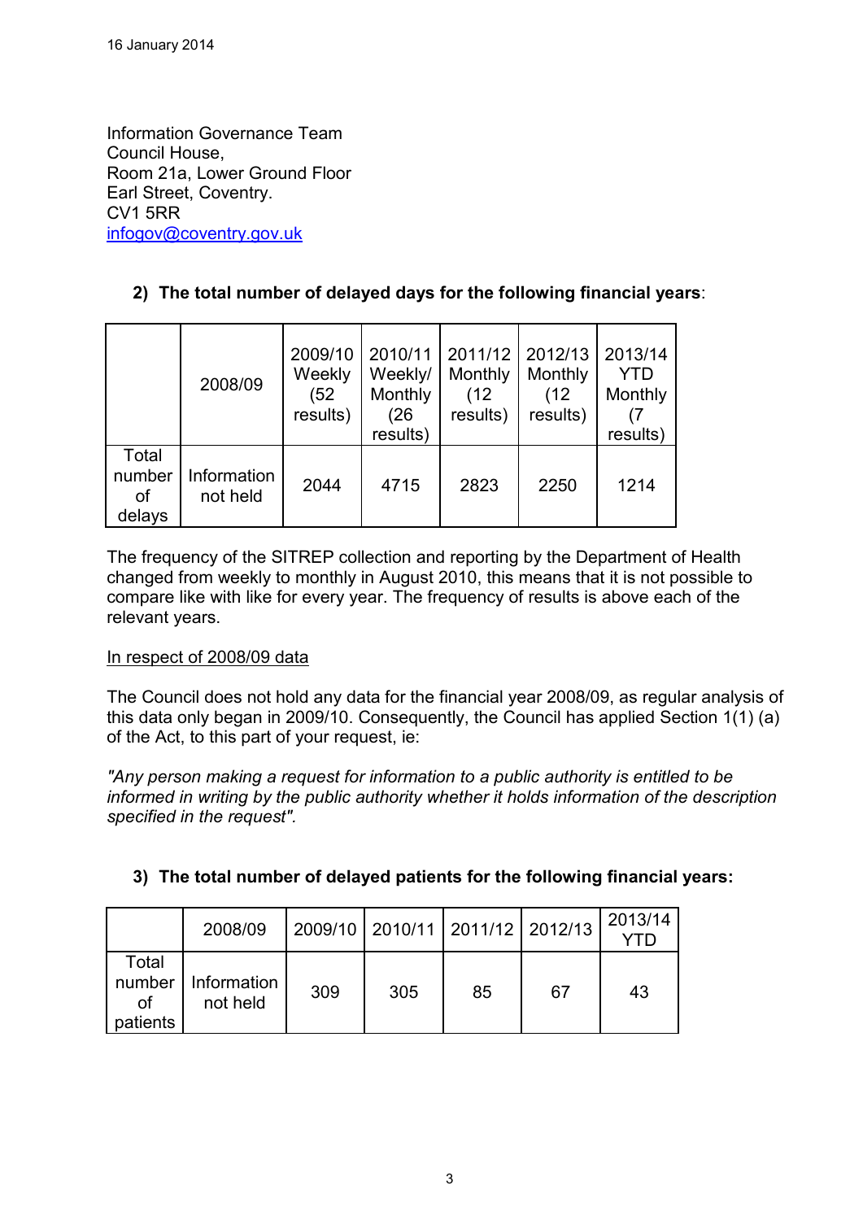16 January 2014

Information Governance Team
Council House,
Room 21a, Lower Ground Floor
Earl Street, Coventry.
CV1 5RR
infogov@coventry.gov.uk

**2) The total number of delayed days for the following financial years**:

| | 2008/09 | 2009/10 Weekly (52 results) | 2010/11 Weekly/ Monthly (26 results) | 2011/12 Monthly (12 results) | 2012/13 Monthly (12 results) | 2013/14 YTD Monthly (7 results) |
|---|---|---|---|---|---|---|
| Total number of delays | Information not held | 2044 | 4715 | 2823 | 2250 | 1214 |

The frequency of the SITREP collection and reporting by the Department of Health changed from weekly to monthly in August 2010, this means that it is not possible to compare like with like for every year. The frequency of results is above each of the relevant years.

In respect of 2008/09 data

The Council does not hold any data for the financial year 2008/09, as regular analysis of this data only began in 2009/10. Consequently, the Council has applied Section 1(1) (a) of the Act, to this part of your request, ie:

*"Any person making a request for information to a public authority is entitled to be informed in writing by the public authority whether it holds information of the description specified in the request".*

**3) The total number of delayed patients for the following financial years:**

| | 2008/09 | 2009/10 | 2010/11 | 2011/12 | 2012/13 | 2013/14 YTD |
|---|---|---|---|---|---|---|
| Total number of patients | Information not held | 309 | 305 | 85 | 67 | 43 |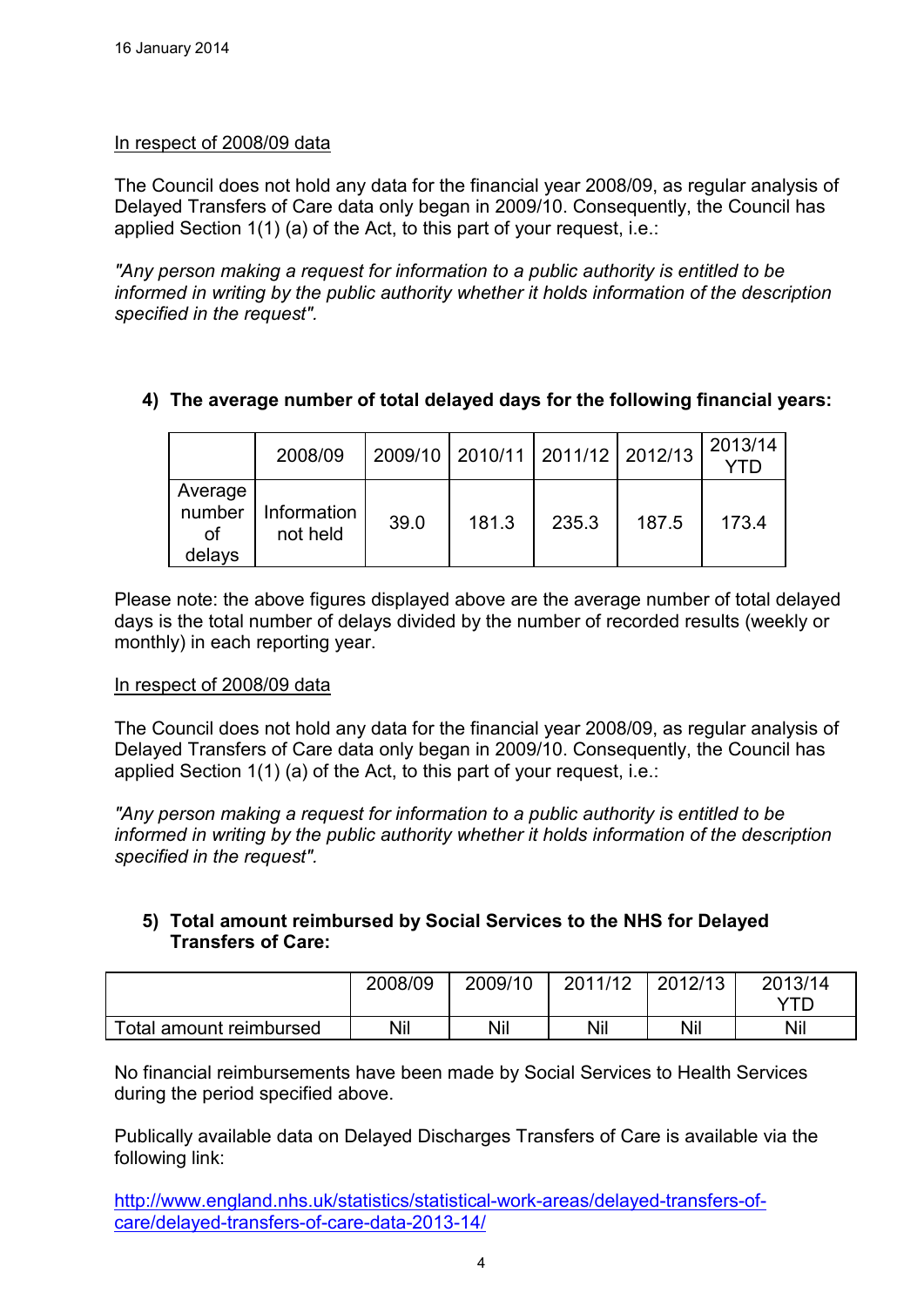16 January 2014

In respect of 2008/09 data

The Council does not hold any data for the financial year 2008/09, as regular analysis of Delayed Transfers of Care data only began in 2009/10. Consequently, the Council has applied Section 1(1) (a) of the Act, to this part of your request, i.e.:

*"Any person making a request for information to a public authority is entitled to be informed in writing by the public authority whether it holds information of the description specified in the request".*

**4) The average number of total delayed days for the following financial years:**

| | 2008/09 | 2009/10 | 2010/11 | 2011/12 | 2012/13 | 2013/14 YTD |
|---|---|---|---|---|---|---|
| Average number of delays | Information not held | 39.0 | 181.3 | 235.3 | 187.5 | 173.4 |

Please note: the above figures displayed above are the average number of total delayed days is the total number of delays divided by the number of recorded results (weekly or monthly) in each reporting year.

In respect of 2008/09 data

The Council does not hold any data for the financial year 2008/09, as regular analysis of Delayed Transfers of Care data only began in 2009/10. Consequently, the Council has applied Section 1(1) (a) of the Act, to this part of your request, i.e.:

*"Any person making a request for information to a public authority is entitled to be informed in writing by the public authority whether it holds information of the description specified in the request".*

**5) Total amount reimbursed by Social Services to the NHS for Delayed Transfers of Care:**

| | 2008/09 | 2009/10 | 2011/12 | 2012/13 | 2013/14 YTD |
|---|---|---|---|---|---|
| Total amount reimbursed | Nil | Nil | Nil | Nil | Nil |

No financial reimbursements have been made by Social Services to Health Services during the period specified above.

Publically available data on Delayed Discharges Transfers of Care is available via the following link:

http://www.england.nhs.uk/statistics/statistical-work-areas/delayed-transfers-of-care/delayed-transfers-of-care-data-2013-14/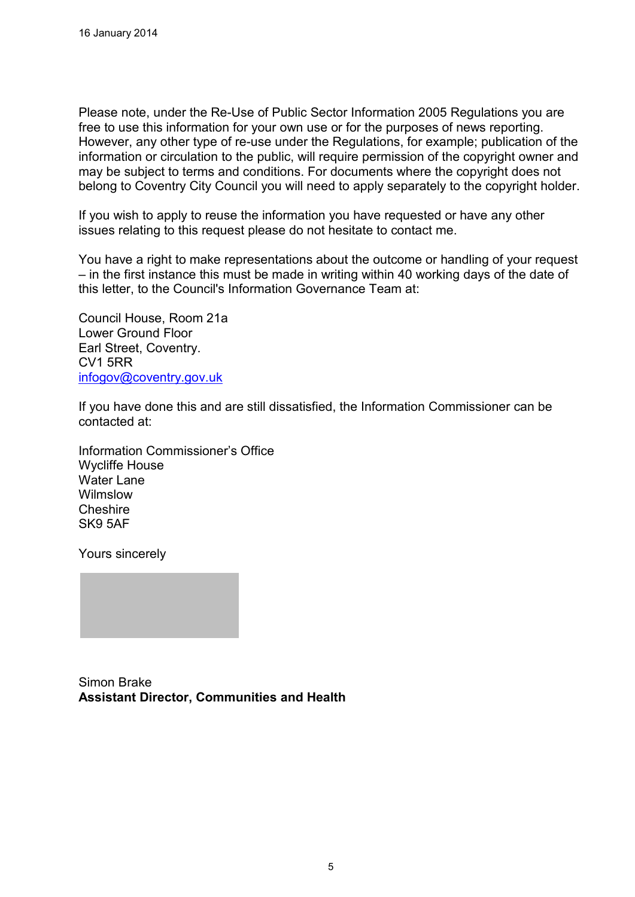16 January 2014

Please note, under the Re-Use of Public Sector Information 2005 Regulations you are free to use this information for your own use or for the purposes of news reporting. However, any other type of re-use under the Regulations, for example; publication of the information or circulation to the public, will require permission of the copyright owner and may be subject to terms and conditions. For documents where the copyright does not belong to Coventry City Council you will need to apply separately to the copyright holder.

If you wish to apply to reuse the information you have requested or have any other issues relating to this request please do not hesitate to contact me.

You have a right to make representations about the outcome or handling of your request – in the first instance this must be made in writing within 40 working days of the date of this letter, to the Council's Information Governance Team at:

Council House, Room 21a
Lower Ground Floor
Earl Street, Coventry.
CV1 5RR
infogov@coventry.gov.uk

If you have done this and are still dissatisfied, the Information Commissioner can be contacted at:

Information Commissioner's Office
Wycliffe House
Water Lane
Wilmslow
Cheshire
SK9 5AF

Yours sincerely

Simon Brake
**Assistant Director, Communities and Health**